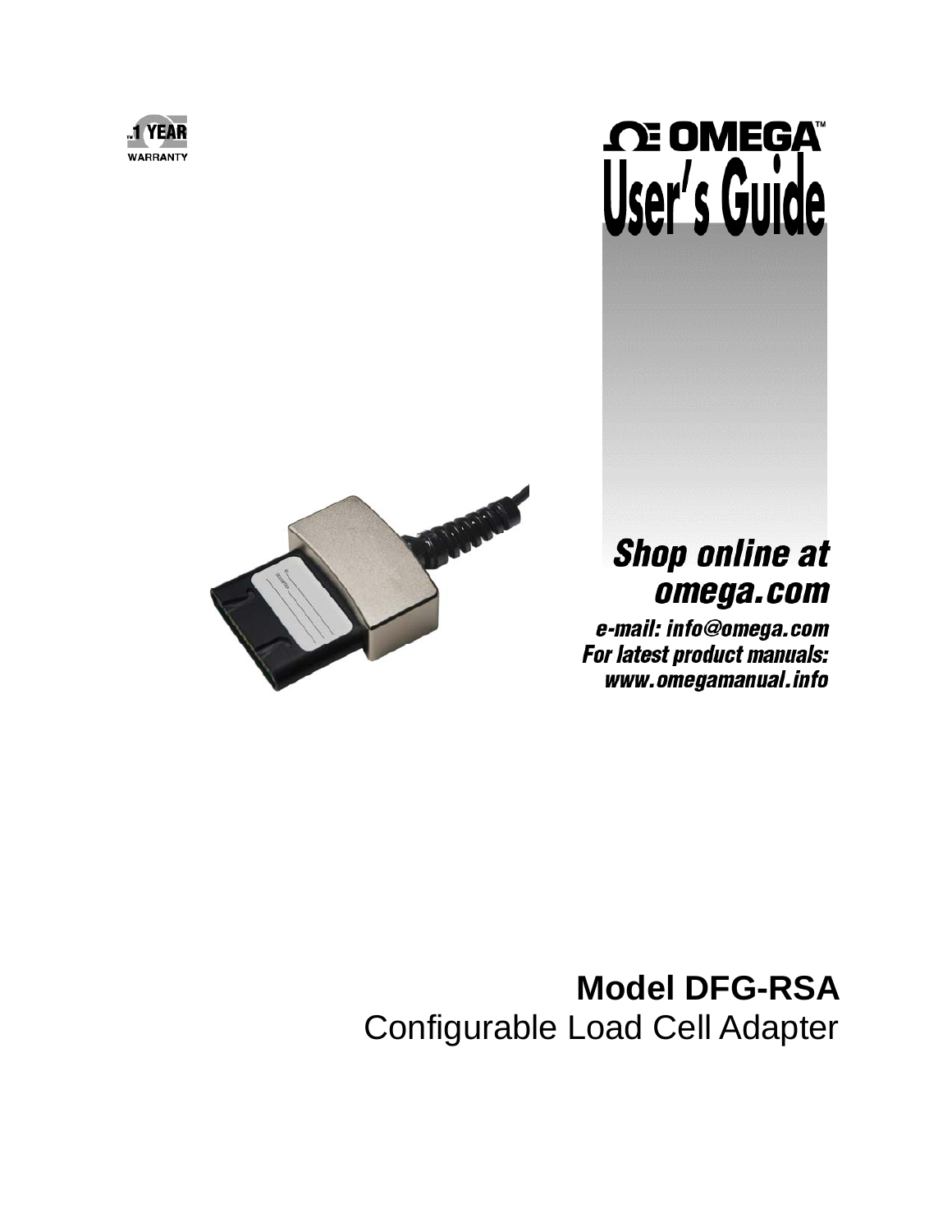1 YEAR WARRANTY

OMEGA™

# User's Guide

***Shop online at omega.com***

***e-mail: info@omega.com***
***For latest product manuals: www.omegamanual.info***

## Model DFG-RSA

Configurable Load Cell Adapter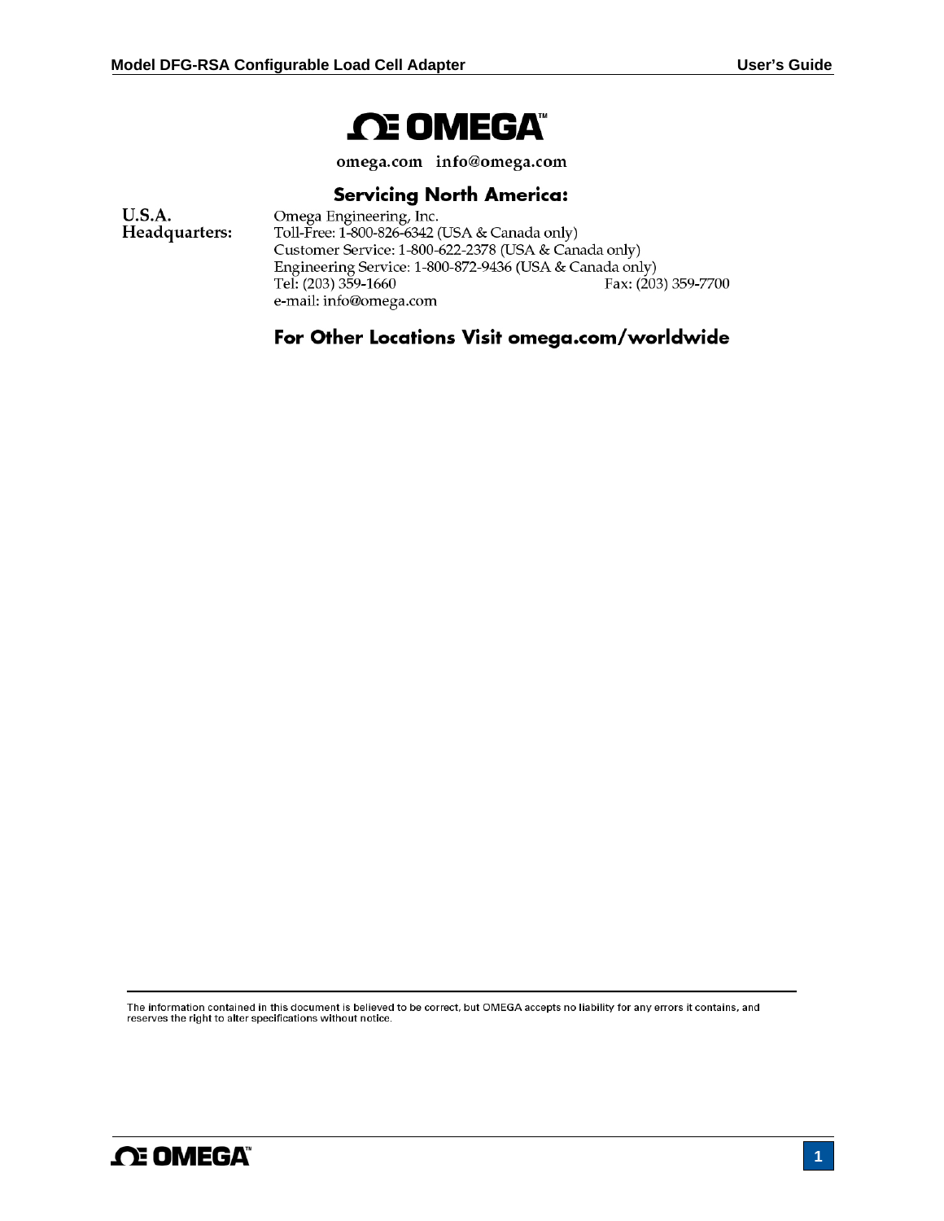**OMEGA™**

omega.com info@omega.com

## Servicing North America:

**U.S.A. Headquarters:**

Omega Engineering, Inc.
Toll-Free: 1-800-826-6342 (USA & Canada only)
Customer Service: 1-800-622-2378 (USA & Canada only)
Engineering Service: 1-800-872-9436 (USA & Canada only)
Tel: (203) 359-1660 Fax: (203) 359-7700
e-mail: info@omega.com

## For Other Locations Visit omega.com/worldwide

The information contained in this document is believed to be correct, but OMEGA accepts no liability for any errors it contains, and reserves the right to alter specifications without notice.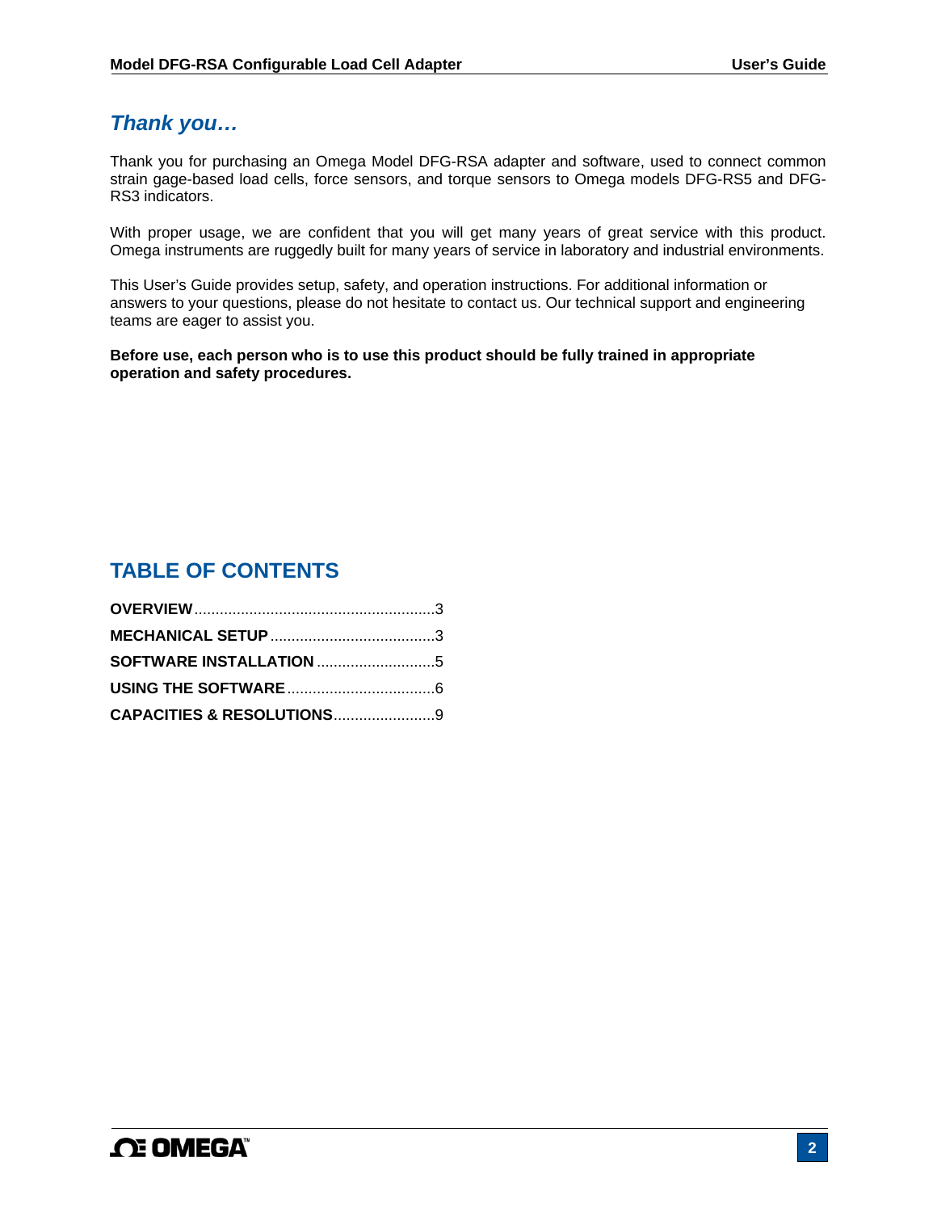## *Thank you…*

Thank you for purchasing an Omega Model DFG-RSA adapter and software, used to connect common strain gage-based load cells, force sensors, and torque sensors to Omega models DFG-RS5 and DFG-RS3 indicators.

With proper usage, we are confident that you will get many years of great service with this product. Omega instruments are ruggedly built for many years of service in laboratory and industrial environments.

This User's Guide provides setup, safety, and operation instructions. For additional information or answers to your questions, please do not hesitate to contact us. Our technical support and engineering teams are eager to assist you.

**Before use, each person who is to use this product should be fully trained in appropriate operation and safety procedures.**

## TABLE OF CONTENTS

**OVERVIEW**........................................................3
**MECHANICAL SETUP**.......................................3
**SOFTWARE INSTALLATION**............................5
**USING THE SOFTWARE**...................................6
**CAPACITIES & RESOLUTIONS**........................9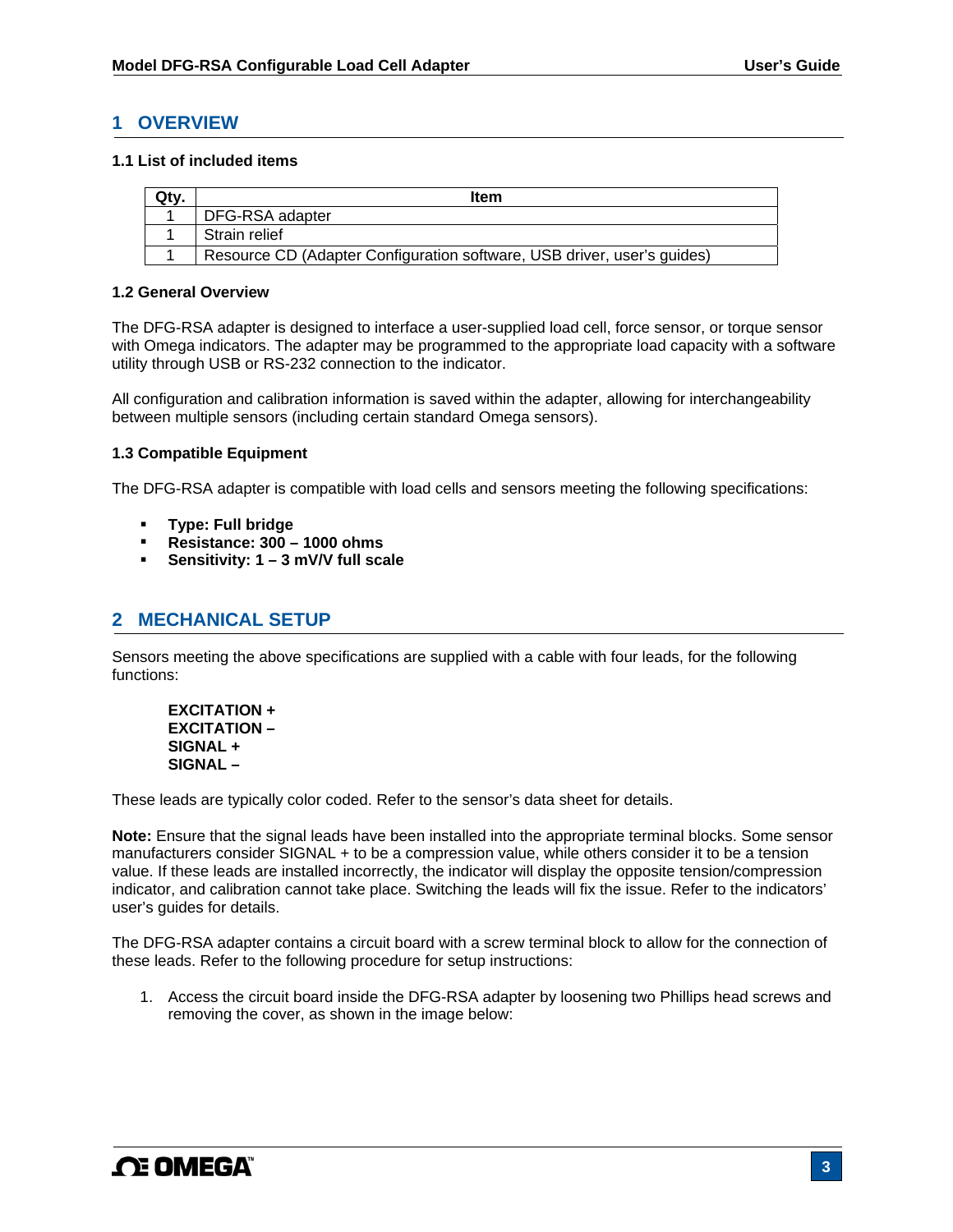# 1 OVERVIEW

### 1.1 List of included items

| Qty. | Item |
|---|---|
| 1 | DFG-RSA adapter |
| 1 | Strain relief |
| 1 | Resource CD (Adapter Configuration software, USB driver, user's guides) |

### 1.2 General Overview

The DFG-RSA adapter is designed to interface a user-supplied load cell, force sensor, or torque sensor with Omega indicators. The adapter may be programmed to the appropriate load capacity with a software utility through USB or RS-232 connection to the indicator.

All configuration and calibration information is saved within the adapter, allowing for interchangeability between multiple sensors (including certain standard Omega sensors).

### 1.3 Compatible Equipment

The DFG-RSA adapter is compatible with load cells and sensors meeting the following specifications:

- **Type: Full bridge**
- **Resistance: 300 – 1000 ohms**
- **Sensitivity: 1 – 3 mV/V full scale**

# 2 MECHANICAL SETUP

Sensors meeting the above specifications are supplied with a cable with four leads, for the following functions:

**EXCITATION +**
**EXCITATION –**
**SIGNAL +**
**SIGNAL –**

These leads are typically color coded. Refer to the sensor's data sheet for details.

**Note:** Ensure that the signal leads have been installed into the appropriate terminal blocks. Some sensor manufacturers consider SIGNAL + to be a compression value, while others consider it to be a tension value. If these leads are installed incorrectly, the indicator will display the opposite tension/compression indicator, and calibration cannot take place. Switching the leads will fix the issue. Refer to the indicators' user's guides for details.

The DFG-RSA adapter contains a circuit board with a screw terminal block to allow for the connection of these leads. Refer to the following procedure for setup instructions:

1. Access the circuit board inside the DFG-RSA adapter by loosening two Phillips head screws and removing the cover, as shown in the image below: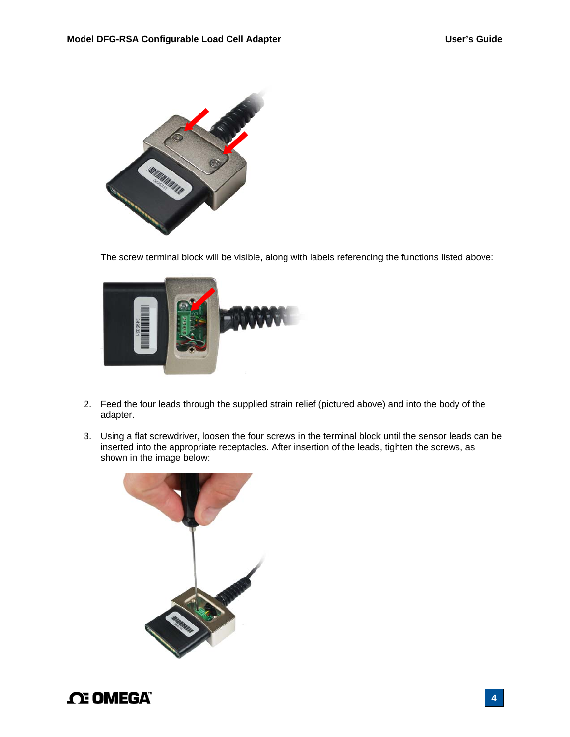The screw terminal block will be visible, along with labels referencing the functions listed above:

2. Feed the four leads through the supplied strain relief (pictured above) and into the body of the adapter.

3. Using a flat screwdriver, loosen the four screws in the terminal block until the sensor leads can be inserted into the appropriate receptacles. After insertion of the leads, tighten the screws, as shown in the image below: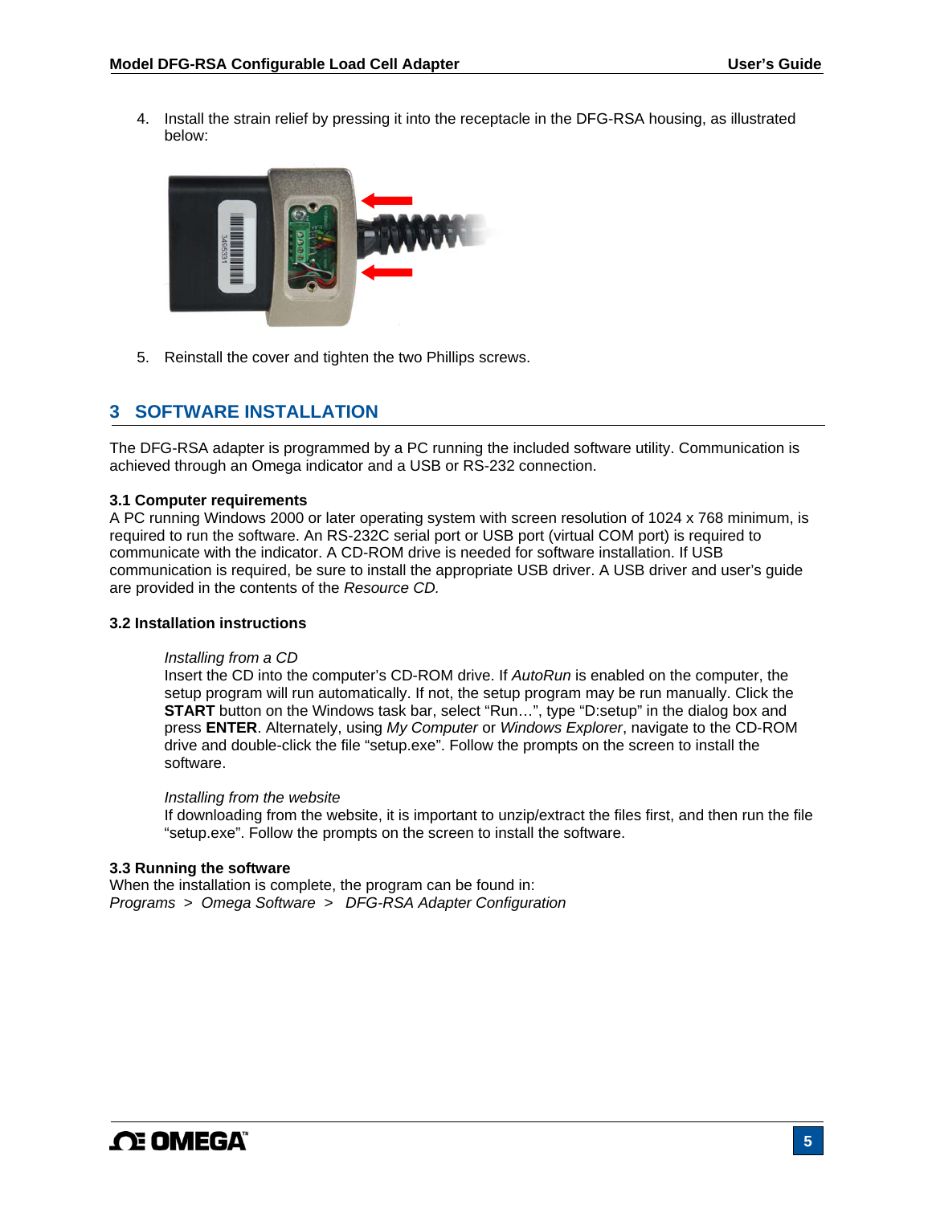4. Install the strain relief by pressing it into the receptacle in the DFG-RSA housing, as illustrated below:

5. Reinstall the cover and tighten the two Phillips screws.

## 3 SOFTWARE INSTALLATION

The DFG-RSA adapter is programmed by a PC running the included software utility. Communication is achieved through an Omega indicator and a USB or RS-232 connection.

**3.1 Computer requirements**
A PC running Windows 2000 or later operating system with screen resolution of 1024 x 768 minimum, is required to run the software. An RS-232C serial port or USB port (virtual COM port) is required to communicate with the indicator. A CD-ROM drive is needed for software installation. If USB communication is required, be sure to install the appropriate USB driver. A USB driver and user's guide are provided in the contents of the *Resource CD.*

**3.2 Installation instructions**

*Installing from a CD*
Insert the CD into the computer's CD-ROM drive. If *AutoRun* is enabled on the computer, the setup program will run automatically. If not, the setup program may be run manually. Click the **START** button on the Windows task bar, select "Run…", type "D:setup" in the dialog box and press **ENTER**. Alternately, using *My Computer* or *Windows Explorer*, navigate to the CD-ROM drive and double-click the file "setup.exe". Follow the prompts on the screen to install the software.

*Installing from the website*
If downloading from the website, it is important to unzip/extract the files first, and then run the file "setup.exe". Follow the prompts on the screen to install the software.

**3.3 Running the software**
When the installation is complete, the program can be found in:
*Programs > Omega Software > DFG-RSA Adapter Configuration*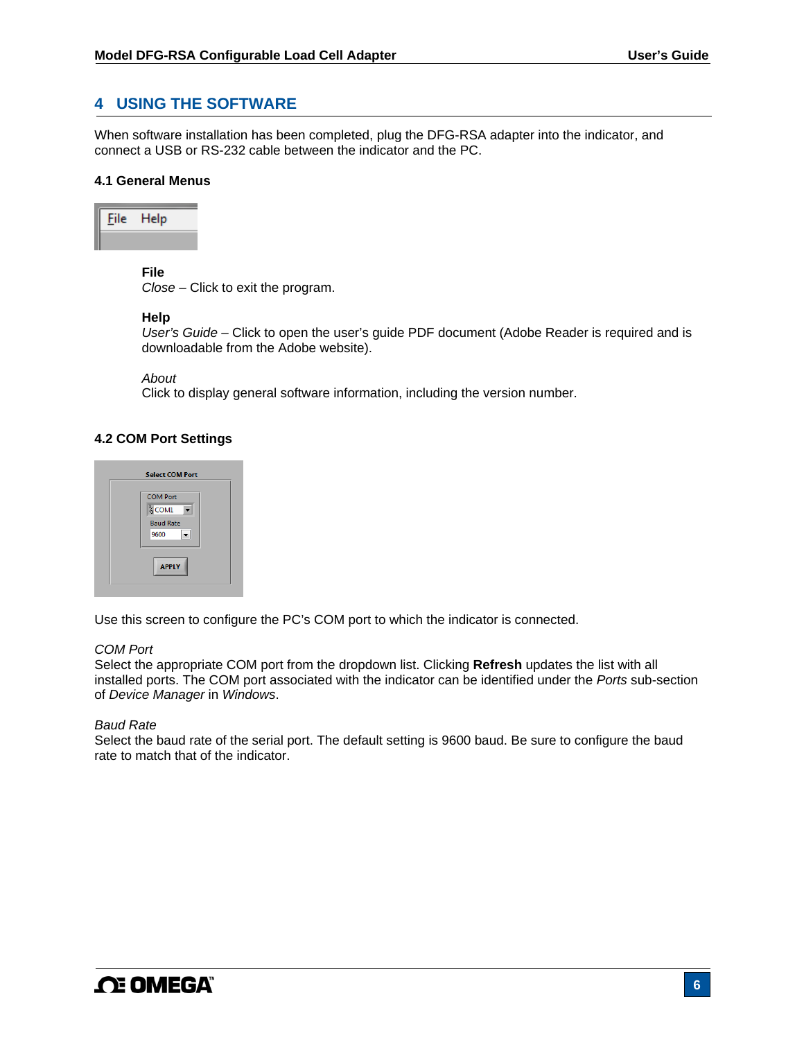# 4 USING THE SOFTWARE

When software installation has been completed, plug the DFG-RSA adapter into the indicator, and connect a USB or RS-232 cable between the indicator and the PC.

## 4.1 General Menus

**File**
*Close* – Click to exit the program.

**Help**
*User's Guide* – Click to open the user's guide PDF document (Adobe Reader is required and is downloadable from the Adobe website).

*About*
Click to display general software information, including the version number.

## 4.2 COM Port Settings

Use this screen to configure the PC's COM port to which the indicator is connected.

*COM Port*
Select the appropriate COM port from the dropdown list. Clicking **Refresh** updates the list with all installed ports. The COM port associated with the indicator can be identified under the *Ports* sub-section of *Device Manager* in *Windows*.

*Baud Rate*
Select the baud rate of the serial port. The default setting is 9600 baud. Be sure to configure the baud rate to match that of the indicator.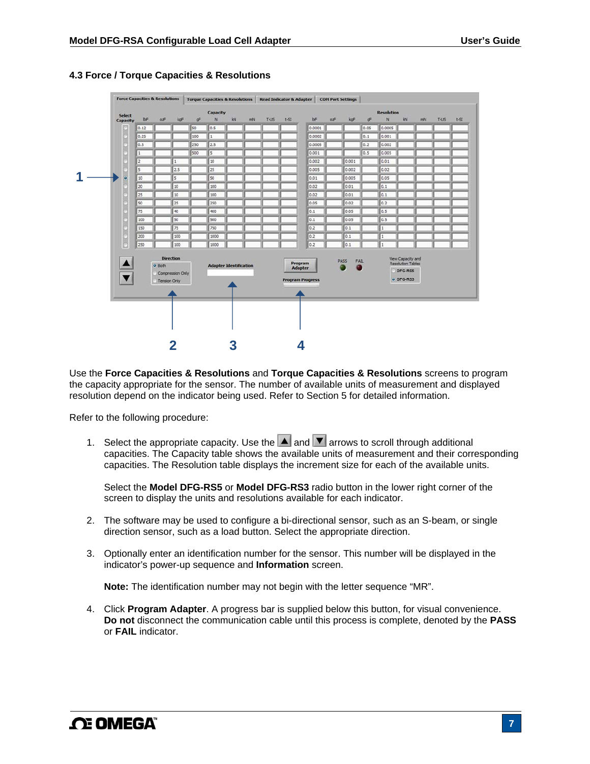## 4.3 Force / Torque Capacities & Resolutions

Use the **Force Capacities & Resolutions** and **Torque Capacities & Resolutions** screens to program the capacity appropriate for the sensor. The number of available units of measurement and displayed resolution depend on the indicator being used. Refer to Section 5 for detailed information.

Refer to the following procedure:

1. Select the appropriate capacity. Use the ▲ and ▼ arrows to scroll through additional capacities. The Capacity table shows the available units of measurement and their corresponding capacities. The Resolution table displays the increment size for each of the available units.

   Select the **Model DFG-RS5** or **Model DFG-RS3** radio button in the lower right corner of the screen to display the units and resolutions available for each indicator.

2. The software may be used to configure a bi-directional sensor, such as an S-beam, or single direction sensor, such as a load button. Select the appropriate direction.

3. Optionally enter an identification number for the sensor. This number will be displayed in the indicator's power-up sequence and **Information** screen.

   **Note:** The identification number may not begin with the letter sequence "MR".

4. Click **Program Adapter**. A progress bar is supplied below this button, for visual convenience. **Do not** disconnect the communication cable until this process is complete, denoted by the **PASS** or **FAIL** indicator.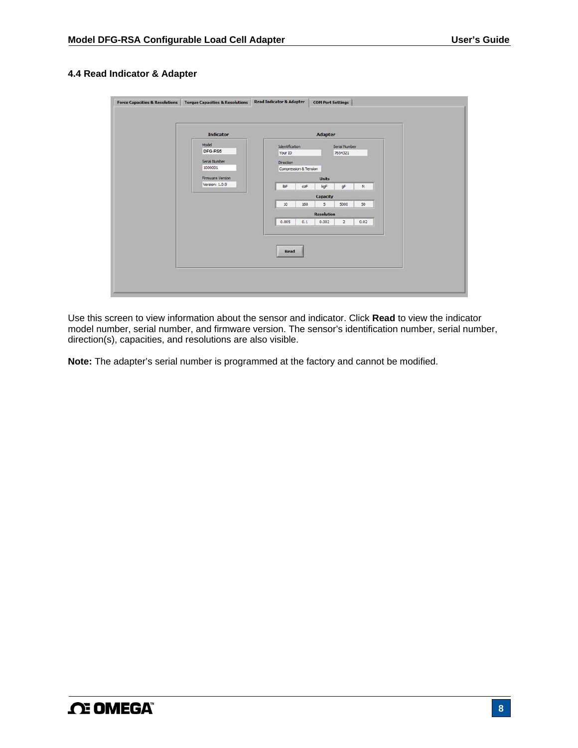## 4.4 Read Indicator & Adapter

Use this screen to view information about the sensor and indicator. Click **Read** to view the indicator model number, serial number, and firmware version. The sensor's identification number, serial number, direction(s), capacities, and resolutions are also visible.

**Note:** The adapter's serial number is programmed at the factory and cannot be modified.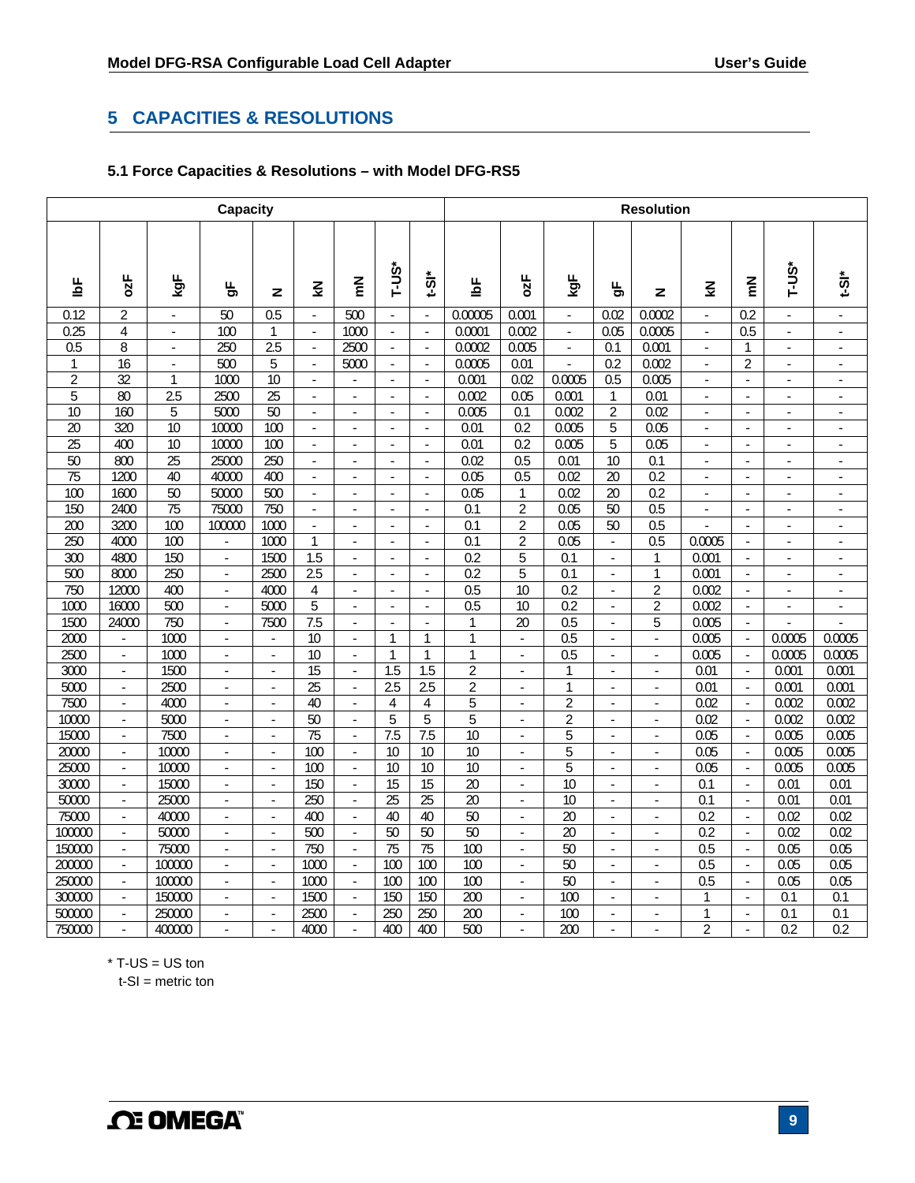## 5 CAPACITIES & RESOLUTIONS

### 5.1 Force Capacities & Resolutions – with Model DFG-RS5

| Capacity | | | | | | | | | Resolution | | | | | | | | |
|---|---|---|---|---|---|---|---|---|---|---|---|---|---|---|---|---|---|
| lbF | ozF | kgF | gF | N | kN | mN | T-US* | t-SI* | lbF | ozF | kgF | gF | N | kN | mN | T-US* | t-SI* |
| 0.12 | 2 | - | 50 | 0.5 | - | 500 | - | - | 0.00005 | 0.001 | - | 0.02 | 0.0002 | - | 0.2 | - | - |
| 0.25 | 4 | - | 100 | 1 | - | 1000 | - | - | 0.0001 | 0.002 | - | 0.05 | 0.0005 | - | 0.5 | - | - |
| 0.5 | 8 | - | 250 | 2.5 | - | 2500 | - | - | 0.0002 | 0.005 | - | 0.1 | 0.001 | - | 1 | - | - |
| 1 | 16 | - | 500 | 5 | - | 5000 | - | - | 0.0005 | 0.01 | - | 0.2 | 0.002 | - | 2 | - | - |
| 2 | 32 | 1 | 1000 | 10 | - | - | - | - | 0.001 | 0.02 | 0.0005 | 0.5 | 0.005 | - | - | - | - |
| 5 | 80 | 2.5 | 2500 | 25 | - | - | - | - | 0.002 | 0.05 | 0.001 | 1 | 0.01 | - | - | - | - |
| 10 | 160 | 5 | 5000 | 50 | - | - | - | - | 0.005 | 0.1 | 0.002 | 2 | 0.02 | - | - | - | - |
| 20 | 320 | 10 | 10000 | 100 | - | - | - | - | 0.01 | 0.2 | 0.005 | 5 | 0.05 | - | - | - | - |
| 25 | 400 | 10 | 10000 | 100 | - | - | - | - | 0.01 | 0.2 | 0.005 | 5 | 0.05 | - | - | - | - |
| 50 | 800 | 25 | 25000 | 250 | - | - | - | - | 0.02 | 0.5 | 0.01 | 10 | 0.1 | - | - | - | - |
| 75 | 1200 | 40 | 40000 | 400 | - | - | - | - | 0.05 | 0.5 | 0.02 | 20 | 0.2 | - | - | - | - |
| 100 | 1600 | 50 | 50000 | 500 | - | - | - | - | 0.05 | 1 | 0.02 | 20 | 0.2 | - | - | - | - |
| 150 | 2400 | 75 | 75000 | 750 | - | - | - | - | 0.1 | 2 | 0.05 | 50 | 0.5 | - | - | - | - |
| 200 | 3200 | 100 | 100000 | 1000 | - | - | - | - | 0.1 | 2 | 0.05 | 50 | 0.5 | - | - | - | - |
| 250 | 4000 | 100 | - | 1000 | 1 | - | - | - | 0.1 | 2 | 0.05 | - | 0.5 | 0.0005 | - | - | - |
| 300 | 4800 | 150 | - | 1500 | 1.5 | - | - | - | 0.2 | 5 | 0.1 | - | 1 | 0.001 | - | - | - |
| 500 | 8000 | 250 | - | 2500 | 2.5 | - | - | - | 0.2 | 5 | 0.1 | - | 1 | 0.001 | - | - | - |
| 750 | 12000 | 400 | - | 4000 | 4 | - | - | - | 0.5 | 10 | 0.2 | - | 2 | 0.002 | - | - | - |
| 1000 | 16000 | 500 | - | 5000 | 5 | - | - | - | 0.5 | 10 | 0.2 | - | 2 | 0.002 | - | - | - |
| 1500 | 24000 | 750 | - | 7500 | 7.5 | - | - | - | 1 | 20 | 0.5 | - | 5 | 0.005 | - | - | - |
| 2000 | - | 1000 | - | - | 10 | - | 1 | 1 | 1 | - | 0.5 | - | - | 0.005 | - | 0.0005 | 0.0005 |
| 2500 | - | 1000 | - | - | 10 | - | 1 | 1 | 1 | - | 0.5 | - | - | 0.005 | - | 0.0005 | 0.0005 |
| 3000 | - | 1500 | - | - | 15 | - | 1.5 | 1.5 | 2 | - | 1 | - | - | 0.01 | - | 0.001 | 0.001 |
| 5000 | - | 2500 | - | - | 25 | - | 2.5 | 2.5 | 2 | - | 1 | - | - | 0.01 | - | 0.001 | 0.001 |
| 7500 | - | 4000 | - | - | 40 | - | 4 | 4 | 5 | - | 2 | - | - | 0.02 | - | 0.002 | 0.002 |
| 10000 | - | 5000 | - | - | 50 | - | 5 | 5 | 5 | - | 2 | - | - | 0.02 | - | 0.002 | 0.002 |
| 15000 | - | 7500 | - | - | 75 | - | 7.5 | 7.5 | 10 | - | 5 | - | - | 0.05 | - | 0.005 | 0.005 |
| 20000 | - | 10000 | - | - | 100 | - | 10 | 10 | 10 | - | 5 | - | - | 0.05 | - | 0.005 | 0.005 |
| 25000 | - | 10000 | - | - | 100 | - | 10 | 10 | 10 | - | 5 | - | - | 0.05 | - | 0.005 | 0.005 |
| 30000 | - | 15000 | - | - | 150 | - | 15 | 15 | 20 | - | 10 | - | - | 0.1 | - | 0.01 | 0.01 |
| 50000 | - | 25000 | - | - | 250 | - | 25 | 25 | 20 | - | 10 | - | - | 0.1 | - | 0.01 | 0.01 |
| 75000 | - | 40000 | - | - | 400 | - | 40 | 40 | 50 | - | 20 | - | - | 0.2 | - | 0.02 | 0.02 |
| 100000 | - | 50000 | - | - | 500 | - | 50 | 50 | 50 | - | 20 | - | - | 0.2 | - | 0.02 | 0.02 |
| 150000 | - | 75000 | - | - | 750 | - | 75 | 75 | 100 | - | 50 | - | - | 0.5 | - | 0.05 | 0.05 |
| 200000 | - | 100000 | - | - | 1000 | - | 100 | 100 | 100 | - | 50 | - | - | 0.5 | - | 0.05 | 0.05 |
| 250000 | - | 100000 | - | - | 1000 | - | 100 | 100 | 100 | - | 50 | - | - | 0.5 | - | 0.05 | 0.05 |
| 300000 | - | 150000 | - | - | 1500 | - | 150 | 150 | 200 | - | 100 | - | - | 1 | - | 0.1 | 0.1 |
| 500000 | - | 250000 | - | - | 2500 | - | 250 | 250 | 200 | - | 100 | - | - | 1 | - | 0.1 | 0.1 |
| 750000 | - | 400000 | - | - | 4000 | - | 400 | 400 | 500 | - | 200 | - | - | 2 | - | 0.2 | 0.2 |

\* T-US = US ton
t-SI = metric ton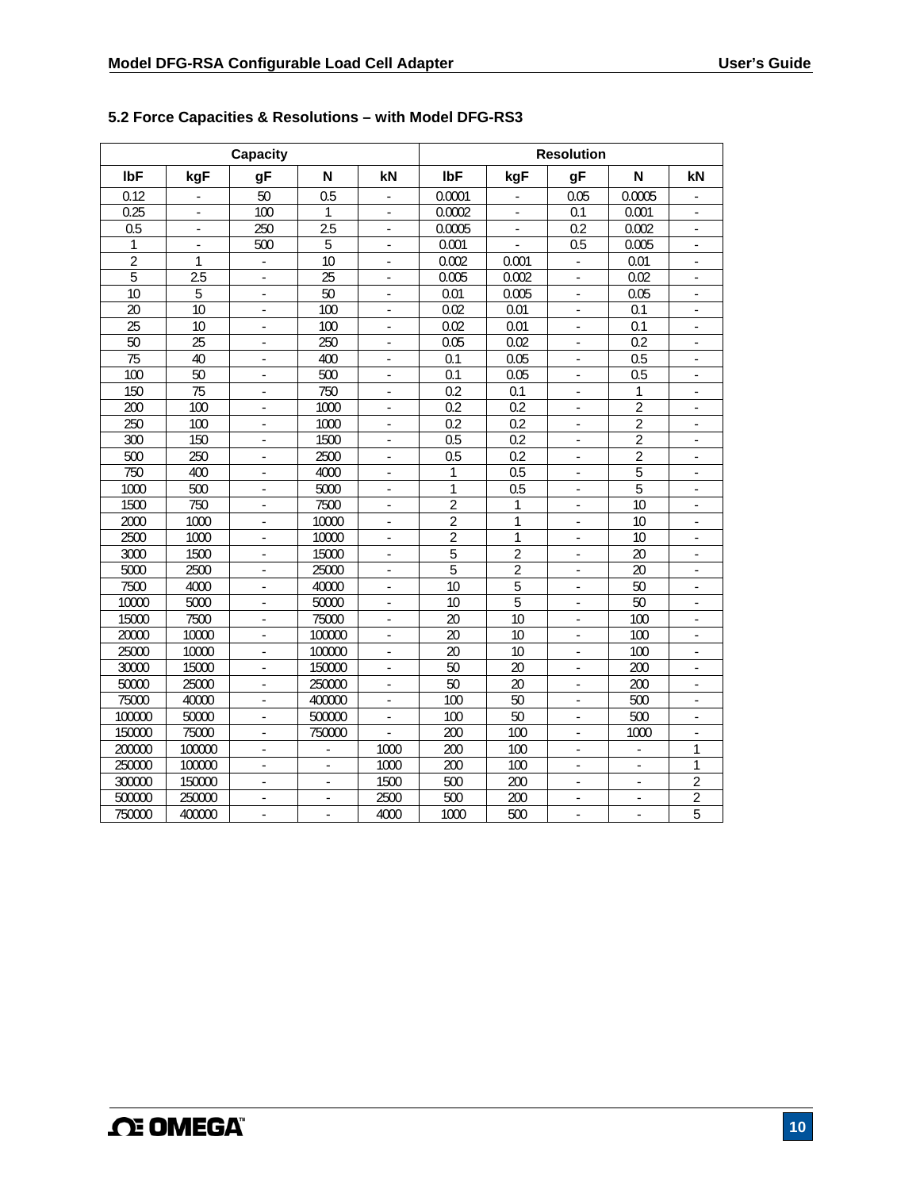### 5.2 Force Capacities & Resolutions – with Model DFG-RS3

| Capacity | | | | | Resolution | | | | |
|---|---|---|---|---|---|---|---|---|---|
| lbF | kgF | gF | N | kN | lbF | kgF | gF | N | kN |
| 0.12 | - | 50 | 0.5 | - | 0.0001 | - | 0.05 | 0.0005 | - |
| 0.25 | - | 100 | 1 | - | 0.0002 | - | 0.1 | 0.001 | - |
| 0.5 | - | 250 | 2.5 | - | 0.0005 | - | 0.2 | 0.002 | - |
| 1 | - | 500 | 5 | - | 0.001 | - | 0.5 | 0.005 | - |
| 2 | 1 | - | 10 | - | 0.002 | 0.001 | - | 0.01 | - |
| 5 | 2.5 | - | 25 | - | 0.005 | 0.002 | - | 0.02 | - |
| 10 | 5 | - | 50 | - | 0.01 | 0.005 | - | 0.05 | - |
| 20 | 10 | - | 100 | - | 0.02 | 0.01 | - | 0.1 | - |
| 25 | 10 | - | 100 | - | 0.02 | 0.01 | - | 0.1 | - |
| 50 | 25 | - | 250 | - | 0.05 | 0.02 | - | 0.2 | - |
| 75 | 40 | - | 400 | - | 0.1 | 0.05 | - | 0.5 | - |
| 100 | 50 | - | 500 | - | 0.1 | 0.05 | - | 0.5 | - |
| 150 | 75 | - | 750 | - | 0.2 | 0.1 | - | 1 | - |
| 200 | 100 | - | 1000 | - | 0.2 | 0.2 | - | 2 | - |
| 250 | 100 | - | 1000 | - | 0.2 | 0.2 | - | 2 | - |
| 300 | 150 | - | 1500 | - | 0.5 | 0.2 | - | 2 | - |
| 500 | 250 | - | 2500 | - | 0.5 | 0.2 | - | 2 | - |
| 750 | 400 | - | 4000 | - | 1 | 0.5 | - | 5 | - |
| 1000 | 500 | - | 5000 | - | 1 | 0.5 | - | 5 | - |
| 1500 | 750 | - | 7500 | - | 2 | 1 | - | 10 | - |
| 2000 | 1000 | - | 10000 | - | 2 | 1 | - | 10 | - |
| 2500 | 1000 | - | 10000 | - | 2 | 1 | - | 10 | - |
| 3000 | 1500 | - | 15000 | - | 5 | 2 | - | 20 | - |
| 5000 | 2500 | - | 25000 | - | 5 | 2 | - | 20 | - |
| 7500 | 4000 | - | 40000 | - | 10 | 5 | - | 50 | - |
| 10000 | 5000 | - | 50000 | - | 10 | 5 | - | 50 | - |
| 15000 | 7500 | - | 75000 | - | 20 | 10 | - | 100 | - |
| 20000 | 10000 | - | 100000 | - | 20 | 10 | - | 100 | - |
| 25000 | 10000 | - | 100000 | - | 20 | 10 | - | 100 | - |
| 30000 | 15000 | - | 150000 | - | 50 | 20 | - | 200 | - |
| 50000 | 25000 | - | 250000 | - | 50 | 20 | - | 200 | - |
| 75000 | 40000 | - | 400000 | - | 100 | 50 | - | 500 | - |
| 100000 | 50000 | - | 500000 | - | 100 | 50 | - | 500 | - |
| 150000 | 75000 | - | 750000 | - | 200 | 100 | - | 1000 | - |
| 200000 | 100000 | - | - | 1000 | 200 | 100 | - | - | 1 |
| 250000 | 100000 | - | - | 1000 | 200 | 100 | - | - | 1 |
| 300000 | 150000 | - | - | 1500 | 500 | 200 | - | - | 2 |
| 500000 | 250000 | - | - | 2500 | 500 | 200 | - | - | 2 |
| 750000 | 400000 | - | - | 4000 | 1000 | 500 | - | - | 5 |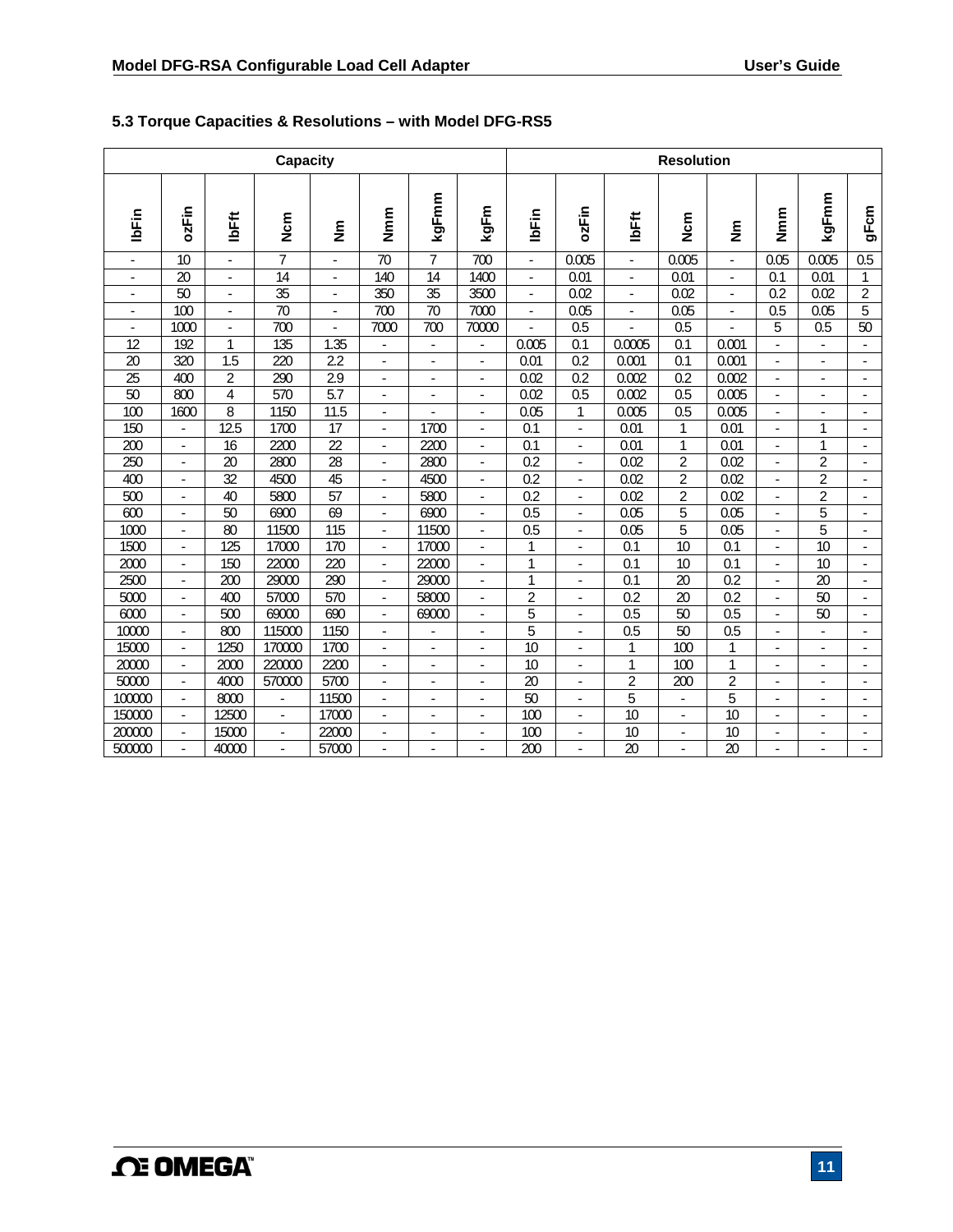## 5.3 Torque Capacities & Resolutions – with Model DFG-RS5

| Capacity | | | | | | | | Resolution | | | | | | | |
|---|---|---|---|---|---|---|---|---|---|---|---|---|---|---|---|
| lbFin | ozFin | lbFft | Ncm | Nm | Nmm | kgFmm | kgFm | lbFin | ozFin | lbFft | Ncm | Nm | Nmm | kgFmm | gFcm |
| - | 10 | - | 7 | - | 70 | 7 | 700 | - | 0.005 | - | 0.005 | - | 0.05 | 0.005 | 0.5 |
| - | 20 | - | 14 | - | 140 | 14 | 1400 | - | 0.01 | - | 0.01 | - | 0.1 | 0.01 | 1 |
| - | 50 | - | 35 | - | 350 | 35 | 3500 | - | 0.02 | - | 0.02 | - | 0.2 | 0.02 | 2 |
| - | 100 | - | 70 | - | 700 | 70 | 7000 | - | 0.05 | - | 0.05 | - | 0.5 | 0.05 | 5 |
| - | 1000 | - | 700 | - | 7000 | 700 | 70000 | - | 0.5 | - | 0.5 | - | 5 | 0.5 | 50 |
| 12 | 192 | 1 | 135 | 1.35 | - | - | - | 0.005 | 0.1 | 0.0005 | 0.1 | 0.001 | - | - | - |
| 20 | 320 | 1.5 | 220 | 2.2 | - | - | - | 0.01 | 0.2 | 0.001 | 0.1 | 0.001 | - | - | - |
| 25 | 400 | 2 | 290 | 2.9 | - | - | - | 0.02 | 0.2 | 0.002 | 0.2 | 0.002 | - | - | - |
| 50 | 800 | 4 | 570 | 5.7 | - | - | - | 0.02 | 0.5 | 0.002 | 0.5 | 0.005 | - | - | - |
| 100 | 1600 | 8 | 1150 | 11.5 | - | - | - | 0.05 | 1 | 0.005 | 0.5 | 0.005 | - | - | - |
| 150 | - | 12.5 | 1700 | 17 | - | 1700 | - | 0.1 | - | 0.01 | 1 | 0.01 | - | 1 | - |
| 200 | - | 16 | 2200 | 22 | - | 2200 | - | 0.1 | - | 0.01 | 1 | 0.01 | - | 1 | - |
| 250 | - | 20 | 2800 | 28 | - | 2800 | - | 0.2 | - | 0.02 | 2 | 0.02 | - | 2 | - |
| 400 | - | 32 | 4500 | 45 | - | 4500 | - | 0.2 | - | 0.02 | 2 | 0.02 | - | 2 | - |
| 500 | - | 40 | 5800 | 57 | - | 5800 | - | 0.2 | - | 0.02 | 2 | 0.02 | - | 2 | - |
| 600 | - | 50 | 6900 | 69 | - | 6900 | - | 0.5 | - | 0.05 | 5 | 0.05 | - | 5 | - |
| 1000 | - | 80 | 11500 | 115 | - | 11500 | - | 0.5 | - | 0.05 | 5 | 0.05 | - | 5 | - |
| 1500 | - | 125 | 17000 | 170 | - | 17000 | - | 1 | - | 0.1 | 10 | 0.1 | - | 10 | - |
| 2000 | - | 150 | 22000 | 220 | - | 22000 | - | 1 | - | 0.1 | 10 | 0.1 | - | 10 | - |
| 2500 | - | 200 | 29000 | 290 | - | 29000 | - | 1 | - | 0.1 | 20 | 0.2 | - | 20 | - |
| 5000 | - | 400 | 57000 | 570 | - | 58000 | - | 2 | - | 0.2 | 20 | 0.2 | - | 50 | - |
| 6000 | - | 500 | 69000 | 690 | - | 69000 | - | 5 | - | 0.5 | 50 | 0.5 | - | 50 | - |
| 10000 | - | 800 | 115000 | 1150 | - | - | - | 5 | - | 0.5 | 50 | 0.5 | - | - | - |
| 15000 | - | 1250 | 170000 | 1700 | - | - | - | 10 | - | 1 | 100 | 1 | - | - | - |
| 20000 | - | 2000 | 220000 | 2200 | - | - | - | 10 | - | 1 | 100 | 1 | - | - | - |
| 50000 | - | 4000 | 570000 | 5700 | - | - | - | 20 | - | 2 | 200 | 2 | - | - | - |
| 100000 | - | 8000 | - | 11500 | - | - | - | 50 | - | 5 | - | 5 | - | - | - |
| 150000 | - | 12500 | - | 17000 | - | - | - | 100 | - | 10 | - | 10 | - | - | - |
| 200000 | - | 15000 | - | 22000 | - | - | - | 100 | - | 10 | - | 10 | - | - | - |
| 500000 | - | 40000 | - | 57000 | - | - | - | 200 | - | 20 | - | 20 | - | - | - |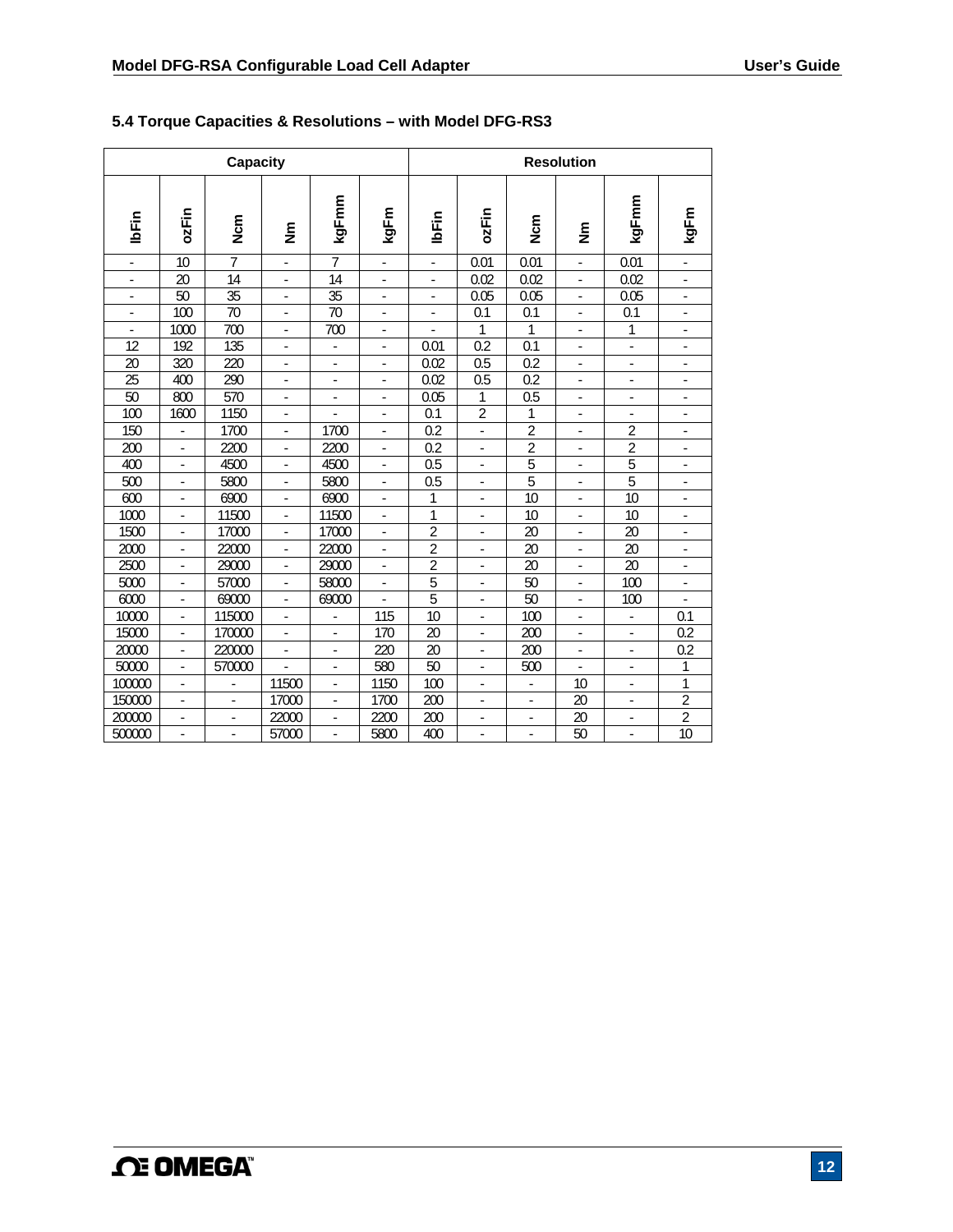## 5.4 Torque Capacities & Resolutions – with Model DFG-RS3

| Capacity | | | | | | Resolution | | | | | |
|---|---|---|---|---|---|---|---|---|---|---|---|
| lbFin | ozFin | Ncm | Nm | kgFmm | kgFm | lbFin | ozFin | Ncm | Nm | kgFmm | kgFm |
| - | 10 | 7 | - | 7 | - | - | 0.01 | 0.01 | - | 0.01 | - |
| - | 20 | 14 | - | 14 | - | - | 0.02 | 0.02 | - | 0.02 | - |
| - | 50 | 35 | - | 35 | - | - | 0.05 | 0.05 | - | 0.05 | - |
| - | 100 | 70 | - | 70 | - | - | 0.1 | 0.1 | - | 0.1 | - |
| - | 1000 | 700 | - | 700 | - | - | 1 | 1 | - | 1 | - |
| 12 | 192 | 135 | - | - | - | 0.01 | 0.2 | 0.1 | - | - | - |
| 20 | 320 | 220 | - | - | - | 0.02 | 0.5 | 0.2 | - | - | - |
| 25 | 400 | 290 | - | - | - | 0.02 | 0.5 | 0.2 | - | - | - |
| 50 | 800 | 570 | - | - | - | 0.05 | 1 | 0.5 | - | - | - |
| 100 | 1600 | 1150 | - | - | - | 0.1 | 2 | 1 | - | - | - |
| 150 | - | 1700 | - | 1700 | - | 0.2 | - | 2 | - | 2 | - |
| 200 | - | 2200 | - | 2200 | - | 0.2 | - | 2 | - | 2 | - |
| 400 | - | 4500 | - | 4500 | - | 0.5 | - | 5 | - | 5 | - |
| 500 | - | 5800 | - | 5800 | - | 0.5 | - | 5 | - | 5 | - |
| 600 | - | 6900 | - | 6900 | - | 1 | - | 10 | - | 10 | - |
| 1000 | - | 11500 | - | 11500 | - | 1 | - | 10 | - | 10 | - |
| 1500 | - | 17000 | - | 17000 | - | 2 | - | 20 | - | 20 | - |
| 2000 | - | 22000 | - | 22000 | - | 2 | - | 20 | - | 20 | - |
| 2500 | - | 29000 | - | 29000 | - | 2 | - | 20 | - | 20 | - |
| 5000 | - | 57000 | - | 58000 | - | 5 | - | 50 | - | 100 | - |
| 6000 | - | 69000 | - | 69000 | - | 5 | - | 50 | - | 100 | - |
| 10000 | - | 115000 | - | - | 115 | 10 | - | 100 | - | - | 0.1 |
| 15000 | - | 170000 | - | - | 170 | 20 | - | 200 | - | - | 0.2 |
| 20000 | - | 220000 | - | - | 220 | 20 | - | 200 | - | - | 0.2 |
| 50000 | - | 570000 | - | - | 580 | 50 | - | 500 | - | - | 1 |
| 100000 | - | - | 11500 | - | 1150 | 100 | - | - | 10 | - | 1 |
| 150000 | - | - | 17000 | - | 1700 | 200 | - | - | 20 | - | 2 |
| 200000 | - | - | 22000 | - | 2200 | 200 | - | - | 20 | - | 2 |
| 500000 | - | - | 57000 | - | 5800 | 400 | - | - | 50 | - | 10 |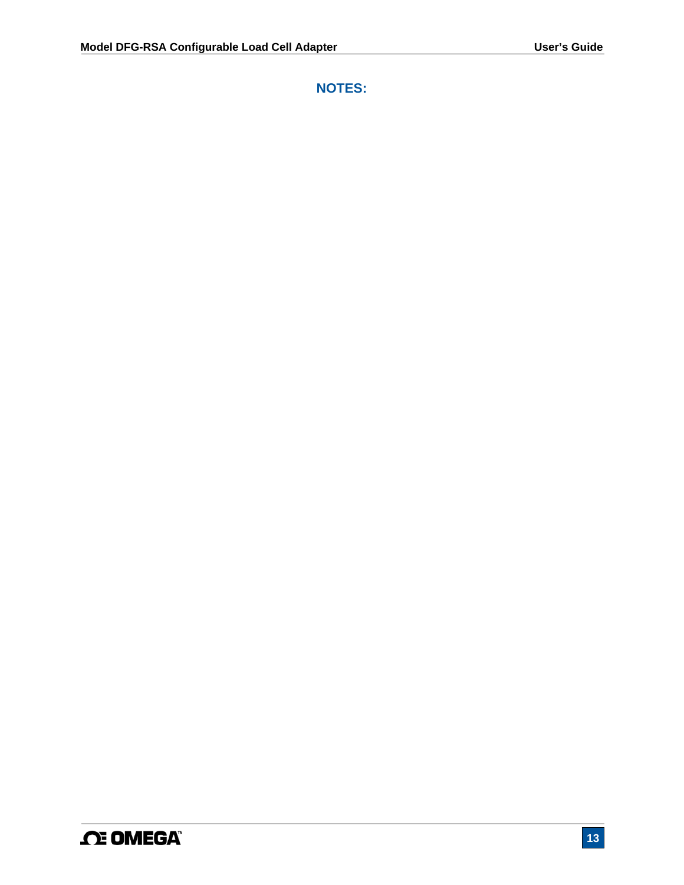## NOTES: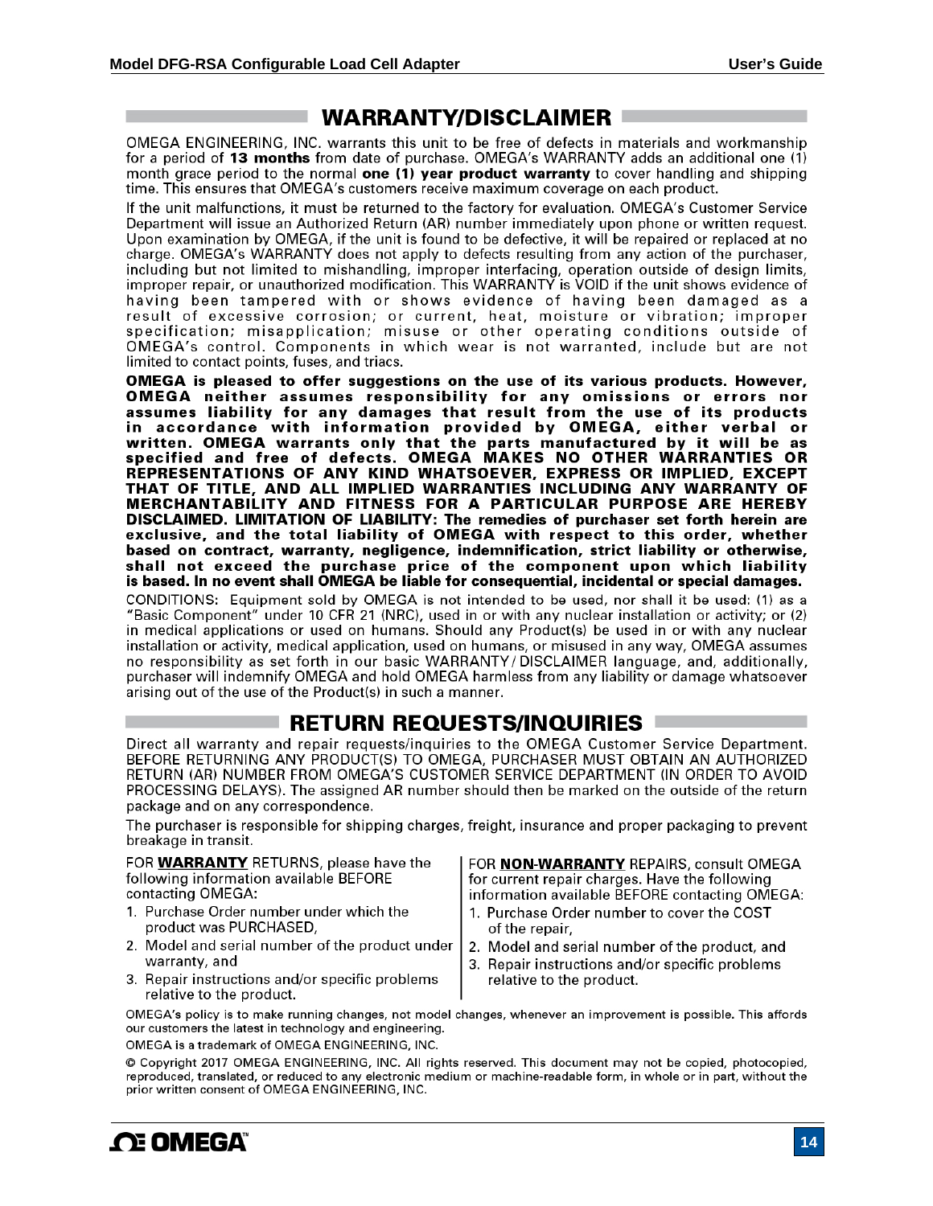## WARRANTY/DISCLAIMER

OMEGA ENGINEERING, INC. warrants this unit to be free of defects in materials and workmanship for a period of **13 months** from date of purchase. OMEGA's WARRANTY adds an additional one (1) month grace period to the normal **one (1) year product warranty** to cover handling and shipping time. This ensures that OMEGA's customers receive maximum coverage on each product.

If the unit malfunctions, it must be returned to the factory for evaluation. OMEGA's Customer Service Department will issue an Authorized Return (AR) number immediately upon phone or written request. Upon examination by OMEGA, if the unit is found to be defective, it will be repaired or replaced at no charge. OMEGA's WARRANTY does not apply to defects resulting from any action of the purchaser, including but not limited to mishandling, improper interfacing, operation outside of design limits, improper repair, or unauthorized modification. This WARRANTY is VOID if the unit shows evidence of having been tampered with or shows evidence of having been damaged as a result of excessive corrosion; or current, heat, moisture or vibration; improper specification; misapplication; misuse or other operating conditions outside of OMEGA's control. Components in which wear is not warranted, include but are not limited to contact points, fuses, and triacs.

**OMEGA is pleased to offer suggestions on the use of its various products. However, OMEGA neither assumes responsibility for any omissions or errors nor assumes liability for any damages that result from the use of its products in accordance with information provided by OMEGA, either verbal or written. OMEGA warrants only that the parts manufactured by it will be as specified and free of defects. OMEGA MAKES NO OTHER WARRANTIES OR REPRESENTATIONS OF ANY KIND WHATSOEVER, EXPRESS OR IMPLIED, EXCEPT THAT OF TITLE, AND ALL IMPLIED WARRANTIES INCLUDING ANY WARRANTY OF MERCHANTABILITY AND FITNESS FOR A PARTICULAR PURPOSE ARE HEREBY DISCLAIMED. LIMITATION OF LIABILITY: The remedies of purchaser set forth herein are exclusive, and the total liability of OMEGA with respect to this order, whether based on contract, warranty, negligence, indemnification, strict liability or otherwise, shall not exceed the purchase price of the component upon which liability is based. In no event shall OMEGA be liable for consequential, incidental or special damages.**

CONDITIONS: Equipment sold by OMEGA is not intended to be used, nor shall it be used: (1) as a "Basic Component" under 10 CFR 21 (NRC), used in or with any nuclear installation or activity; or (2) in medical applications or used on humans. Should any Product(s) be used in or with any nuclear installation or activity, medical application, used on humans, or misused in any way, OMEGA assumes no responsibility as set forth in our basic WARRANTY/ DISCLAIMER language, and, additionally, purchaser will indemnify OMEGA and hold OMEGA harmless from any liability or damage whatsoever arising out of the use of the Product(s) in such a manner.

## RETURN REQUESTS/INQUIRIES

Direct all warranty and repair requests/inquiries to the OMEGA Customer Service Department. BEFORE RETURNING ANY PRODUCT(S) TO OMEGA, PURCHASER MUST OBTAIN AN AUTHORIZED RETURN (AR) NUMBER FROM OMEGA'S CUSTOMER SERVICE DEPARTMENT (IN ORDER TO AVOID PROCESSING DELAYS). The assigned AR number should then be marked on the outside of the return package and on any correspondence.

The purchaser is responsible for shipping charges, freight, insurance and proper packaging to prevent breakage in transit.

FOR **WARRANTY** RETURNS, please have the following information available BEFORE contacting OMEGA:

1. Purchase Order number under which the product was PURCHASED,
2. Model and serial number of the product under warranty, and
3. Repair instructions and/or specific problems relative to the product.

FOR **NON-WARRANTY** REPAIRS, consult OMEGA for current repair charges. Have the following information available BEFORE contacting OMEGA:

1. Purchase Order number to cover the COST of the repair,
2. Model and serial number of the product, and
3. Repair instructions and/or specific problems relative to the product.

OMEGA's policy is to make running changes, not model changes, whenever an improvement is possible. This affords our customers the latest in technology and engineering.

OMEGA is a trademark of OMEGA ENGINEERING, INC.

© Copyright 2017 OMEGA ENGINEERING, INC. All rights reserved. This document may not be copied, photocopied, reproduced, translated, or reduced to any electronic medium or machine-readable form, in whole or in part, without the prior written consent of OMEGA ENGINEERING, INC.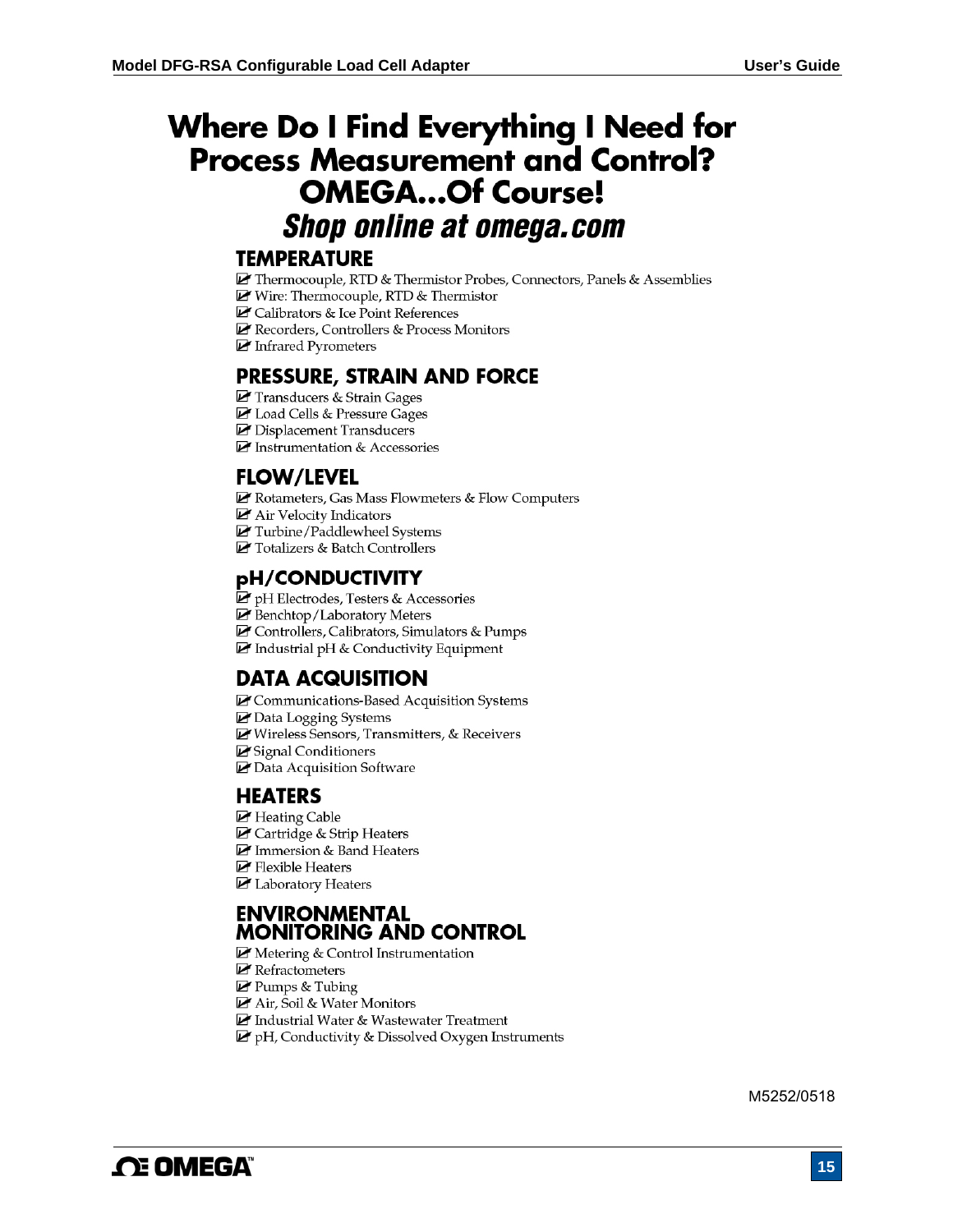# Where Do I Find Everything I Need for Process Measurement and Control? OMEGA...Of Course!

## *Shop online at omega.com*

### TEMPERATURE

- Thermocouple, RTD & Thermistor Probes, Connectors, Panels & Assemblies
- Wire: Thermocouple, RTD & Thermistor
- Calibrators & Ice Point References
- Recorders, Controllers & Process Monitors
- Infrared Pyrometers

### PRESSURE, STRAIN AND FORCE

- Transducers & Strain Gages
- Load Cells & Pressure Gages
- Displacement Transducers
- Instrumentation & Accessories

### FLOW/LEVEL

- Rotameters, Gas Mass Flowmeters & Flow Computers
- Air Velocity Indicators
- Turbine/Paddlewheel Systems
- Totalizers & Batch Controllers

### pH/CONDUCTIVITY

- pH Electrodes, Testers & Accessories
- Benchtop/Laboratory Meters
- Controllers, Calibrators, Simulators & Pumps
- Industrial pH & Conductivity Equipment

### DATA ACQUISITION

- Communications-Based Acquisition Systems
- Data Logging Systems
- Wireless Sensors, Transmitters, & Receivers
- Signal Conditioners
- Data Acquisition Software

### HEATERS

- Heating Cable
- Cartridge & Strip Heaters
- Immersion & Band Heaters
- Flexible Heaters
- Laboratory Heaters

### ENVIRONMENTAL MONITORING AND CONTROL

- Metering & Control Instrumentation
- Refractometers
- Pumps & Tubing
- Air, Soil & Water Monitors
- Industrial Water & Wastewater Treatment
- pH, Conductivity & Dissolved Oxygen Instruments

M5252/0518